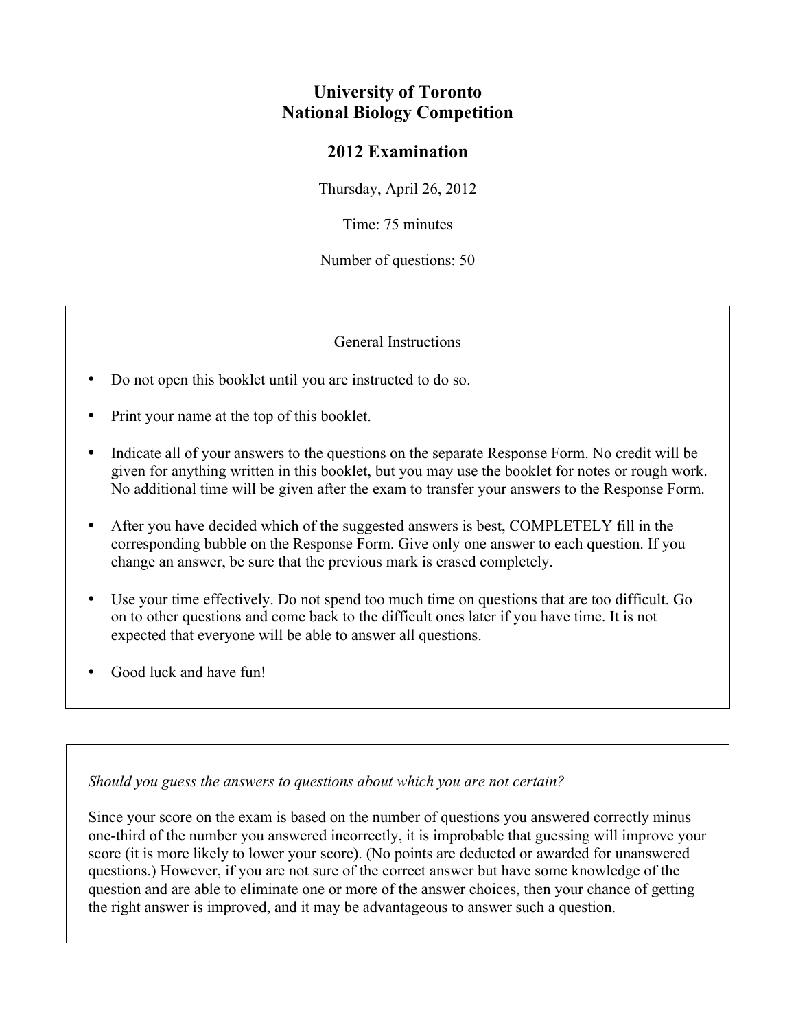# University of Toronto National Biology Competition

## 2012 Examination

Thursday, April 26, 2012

Time: 75 minutes

Number of questions: 50

<u>General Instructions</u>

- Do not open this booklet until you are instructed to do so.
- Print your name at the top of this booklet.
- Indicate all of your answers to the questions on the separate Response Form. No credit will be given for anything written in this booklet, but you may use the booklet for notes or rough work. No additional time will be given after the exam to transfer your answers to the Response Form.
- After you have decided which of the suggested answers is best, COMPLETELY fill in the corresponding bubble on the Response Form. Give only one answer to each question. If you change an answer, be sure that the previous mark is erased completely.
- Use your time effectively. Do not spend too much time on questions that are too difficult. Go on to other questions and come back to the difficult ones later if you have time. It is not expected that everyone will be able to answer all questions.
- Good luck and have fun!

*Should you guess the answers to questions about which you are not certain?*

Since your score on the exam is based on the number of questions you answered correctly minus one-third of the number you answered incorrectly, it is improbable that guessing will improve your score (it is more likely to lower your score). (No points are deducted or awarded for unanswered questions.) However, if you are not sure of the correct answer but have some knowledge of the question and are able to eliminate one or more of the answer choices, then your chance of getting the right answer is improved, and it may be advantageous to answer such a question.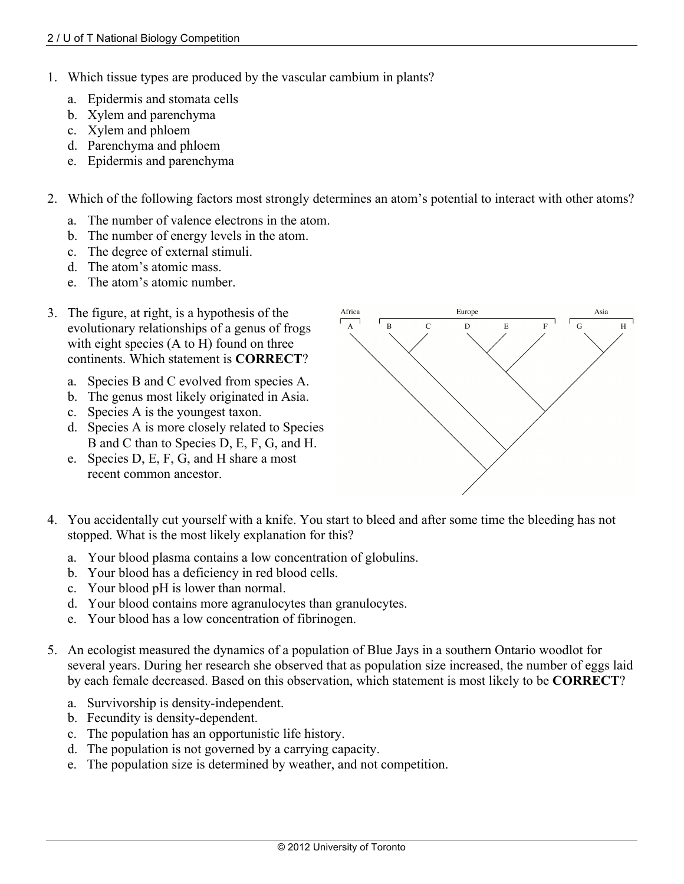1. Which tissue types are produced by the vascular cambium in plants?
   a. Epidermis and stomata cells
   b. Xylem and parenchyma
   c. Xylem and phloem
   d. Parenchyma and phloem
   e. Epidermis and parenchyma

2. Which of the following factors most strongly determines an atom's potential to interact with other atoms?
   a. The number of valence electrons in the atom.
   b. The number of energy levels in the atom.
   c. The degree of external stimuli.
   d. The atom's atomic mass.
   e. The atom's atomic number.

3. The figure, at right, is a hypothesis of the evolutionary relationships of a genus of frogs with eight species (A to H) found on three continents. Which statement is **CORRECT**?

   Africa Europe Asia

   A B C D E F G H

   a. Species B and C evolved from species A.
   b. The genus most likely originated in Asia.
   c. Species A is the youngest taxon.
   d. Species A is more closely related to Species B and C than to Species D, E, F, G, and H.
   e. Species D, E, F, G, and H share a most recent common ancestor.

4. You accidentally cut yourself with a knife. You start to bleed and after some time the bleeding has not stopped. What is the most likely explanation for this?
   a. Your blood plasma contains a low concentration of globulins.
   b. Your blood has a deficiency in red blood cells.
   c. Your blood pH is lower than normal.
   d. Your blood contains more agranulocytes than granulocytes.
   e. Your blood has a low concentration of fibrinogen.

5. An ecologist measured the dynamics of a population of Blue Jays in a southern Ontario woodlot for several years. During her research she observed that as population size increased, the number of eggs laid by each female decreased. Based on this observation, which statement is most likely to be **CORRECT**?
   a. Survivorship is density-independent.
   b. Fecundity is density-dependent.
   c. The population has an opportunistic life history.
   d. The population is not governed by a carrying capacity.
   e. The population size is determined by weather, and not competition.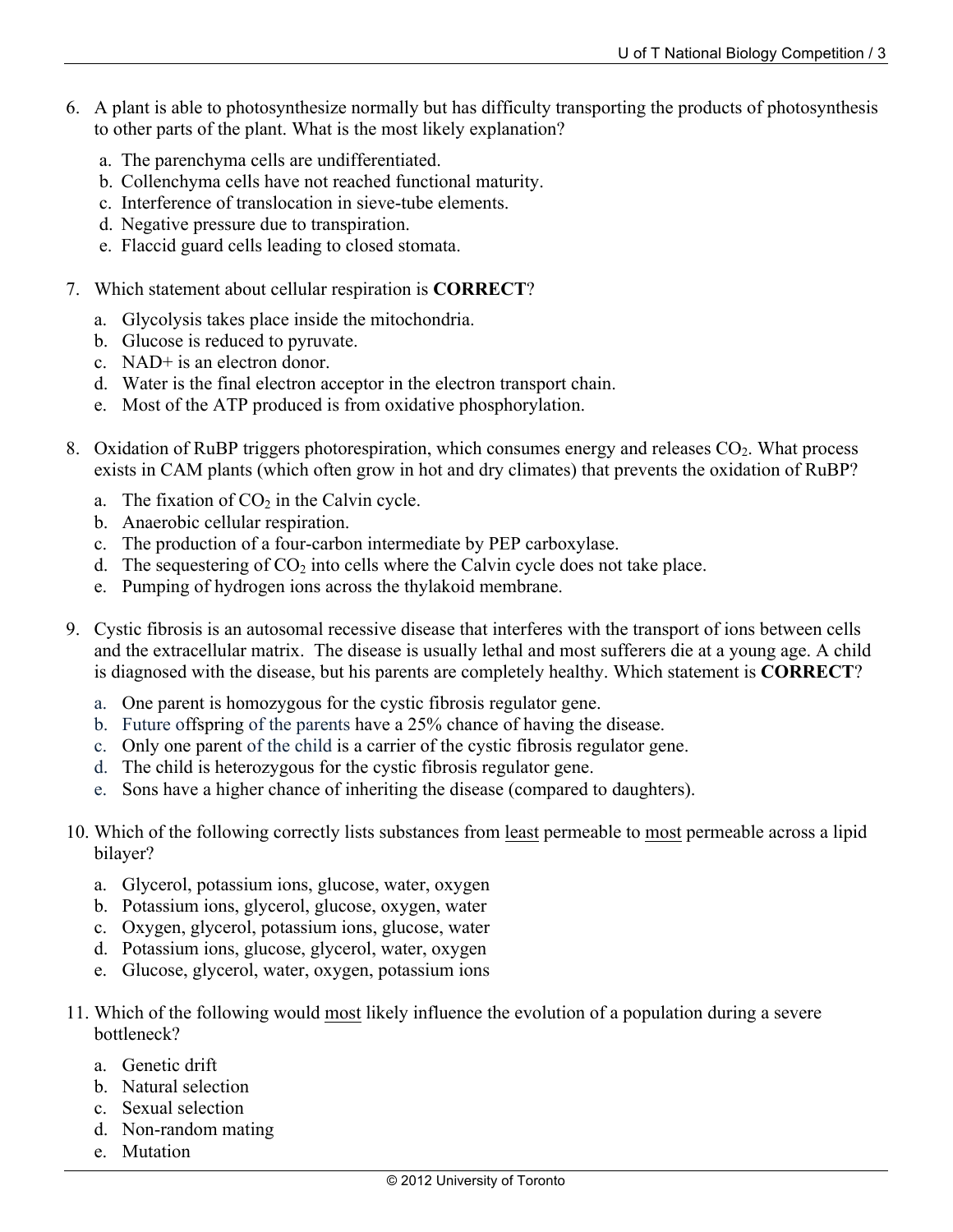6. A plant is able to photosynthesize normally but has difficulty transporting the products of photosynthesis to other parts of the plant. What is the most likely explanation?

   a. The parenchyma cells are undifferentiated.
   b. Collenchyma cells have not reached functional maturity.
   c. Interference of translocation in sieve-tube elements.
   d. Negative pressure due to transpiration.
   e. Flaccid guard cells leading to closed stomata.

7. Which statement about cellular respiration is **CORRECT**?

   a. Glycolysis takes place inside the mitochondria.
   b. Glucose is reduced to pyruvate.
   c. NAD+ is an electron donor.
   d. Water is the final electron acceptor in the electron transport chain.
   e. Most of the ATP produced is from oxidative phosphorylation.

8. Oxidation of RuBP triggers photorespiration, which consumes energy and releases $CO_2$. What process exists in CAM plants (which often grow in hot and dry climates) that prevents the oxidation of RuBP?

   a. The fixation of $CO_2$ in the Calvin cycle.
   b. Anaerobic cellular respiration.
   c. The production of a four-carbon intermediate by PEP carboxylase.
   d. The sequestering of $CO_2$ into cells where the Calvin cycle does not take place.
   e. Pumping of hydrogen ions across the thylakoid membrane.

9. Cystic fibrosis is an autosomal recessive disease that interferes with the transport of ions between cells and the extracellular matrix. The disease is usually lethal and most sufferers die at a young age. A child is diagnosed with the disease, but his parents are completely healthy. Which statement is **CORRECT**?

   a. One parent is homozygous for the cystic fibrosis regulator gene.
   b. Future offspring of the parents have a 25% chance of having the disease.
   c. Only one parent of the child is a carrier of the cystic fibrosis regulator gene.
   d. The child is heterozygous for the cystic fibrosis regulator gene.
   e. Sons have a higher chance of inheriting the disease (compared to daughters).

10. Which of the following correctly lists substances from <u>least</u> permeable to <u>most</u> permeable across a lipid bilayer?

    a. Glycerol, potassium ions, glucose, water, oxygen
    b. Potassium ions, glycerol, glucose, oxygen, water
    c. Oxygen, glycerol, potassium ions, glucose, water
    d. Potassium ions, glucose, glycerol, water, oxygen
    e. Glucose, glycerol, water, oxygen, potassium ions

11. Which of the following would <u>most</u> likely influence the evolution of a population during a severe bottleneck?

    a. Genetic drift
    b. Natural selection
    c. Sexual selection
    d. Non-random mating
    e. Mutation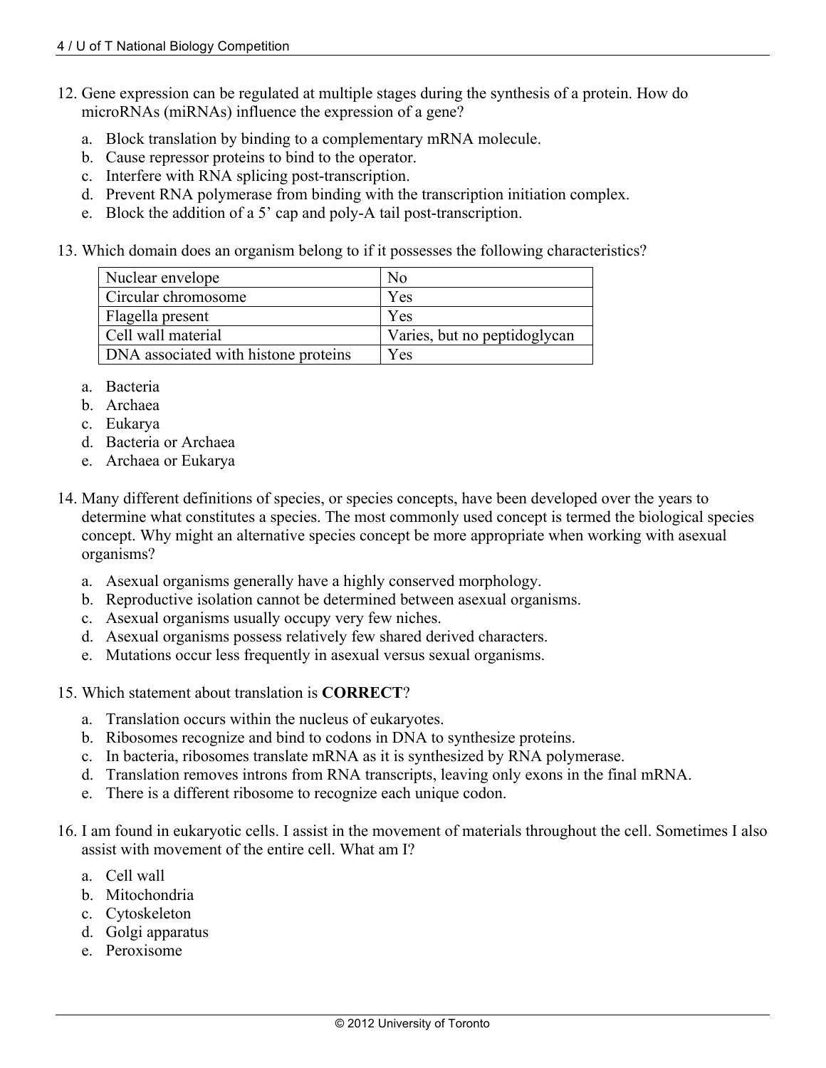12. Gene expression can be regulated at multiple stages during the synthesis of a protein. How do microRNAs (miRNAs) influence the expression of a gene?

    a. Block translation by binding to a complementary mRNA molecule.
    b. Cause repressor proteins to bind to the operator.
    c. Interfere with RNA splicing post-transcription.
    d. Prevent RNA polymerase from binding with the transcription initiation complex.
    e. Block the addition of a 5' cap and poly-A tail post-transcription.

13. Which domain does an organism belong to if it possesses the following characteristics?

| Nuclear envelope | No |
|---|---|
| Circular chromosome | Yes |
| Flagella present | Yes |
| Cell wall material | Varies, but no peptidoglycan |
| DNA associated with histone proteins | Yes |

    a. Bacteria
    b. Archaea
    c. Eukarya
    d. Bacteria or Archaea
    e. Archaea or Eukarya

14. Many different definitions of species, or species concepts, have been developed over the years to determine what constitutes a species. The most commonly used concept is termed the biological species concept. Why might an alternative species concept be more appropriate when working with asexual organisms?

    a. Asexual organisms generally have a highly conserved morphology.
    b. Reproductive isolation cannot be determined between asexual organisms.
    c. Asexual organisms usually occupy very few niches.
    d. Asexual organisms possess relatively few shared derived characters.
    e. Mutations occur less frequently in asexual versus sexual organisms.

15. Which statement about translation is **CORRECT**?

    a. Translation occurs within the nucleus of eukaryotes.
    b. Ribosomes recognize and bind to codons in DNA to synthesize proteins.
    c. In bacteria, ribosomes translate mRNA as it is synthesized by RNA polymerase.
    d. Translation removes introns from RNA transcripts, leaving only exons in the final mRNA.
    e. There is a different ribosome to recognize each unique codon.

16. I am found in eukaryotic cells. I assist in the movement of materials throughout the cell. Sometimes I also assist with movement of the entire cell. What am I?

    a. Cell wall
    b. Mitochondria
    c. Cytoskeleton
    d. Golgi apparatus
    e. Peroxisome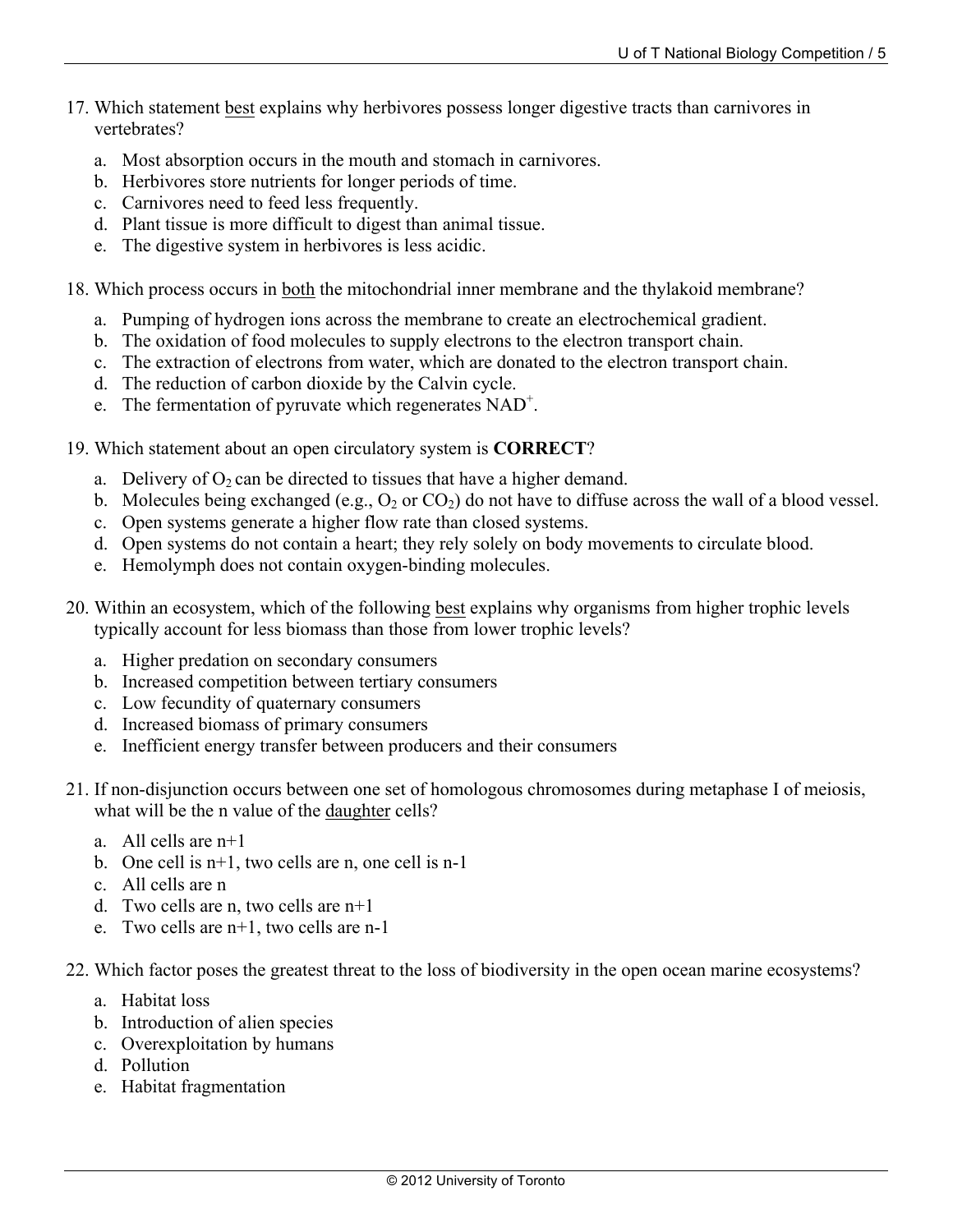17. Which statement best explains why herbivores possess longer digestive tracts than carnivores in vertebrates?

    a. Most absorption occurs in the mouth and stomach in carnivores.
    b. Herbivores store nutrients for longer periods of time.
    c. Carnivores need to feed less frequently.
    d. Plant tissue is more difficult to digest than animal tissue.
    e. The digestive system in herbivores is less acidic.

18. Which process occurs in both the mitochondrial inner membrane and the thylakoid membrane?

    a. Pumping of hydrogen ions across the membrane to create an electrochemical gradient.
    b. The oxidation of food molecules to supply electrons to the electron transport chain.
    c. The extraction of electrons from water, which are donated to the electron transport chain.
    d. The reduction of carbon dioxide by the Calvin cycle.
    e. The fermentation of pyruvate which regenerates $NAD^+$.

19. Which statement about an open circulatory system is **CORRECT**?

    a. Delivery of $O_2$ can be directed to tissues that have a higher demand.
    b. Molecules being exchanged (e.g., $O_2$ or $CO_2$) do not have to diffuse across the wall of a blood vessel.
    c. Open systems generate a higher flow rate than closed systems.
    d. Open systems do not contain a heart; they rely solely on body movements to circulate blood.
    e. Hemolymph does not contain oxygen-binding molecules.

20. Within an ecosystem, which of the following best explains why organisms from higher trophic levels typically account for less biomass than those from lower trophic levels?

    a. Higher predation on secondary consumers
    b. Increased competition between tertiary consumers
    c. Low fecundity of quaternary consumers
    d. Increased biomass of primary consumers
    e. Inefficient energy transfer between producers and their consumers

21. If non-disjunction occurs between one set of homologous chromosomes during metaphase I of meiosis, what will be the n value of the daughter cells?

    a. All cells are n+1
    b. One cell is n+1, two cells are n, one cell is n-1
    c. All cells are n
    d. Two cells are n, two cells are n+1
    e. Two cells are n+1, two cells are n-1

22. Which factor poses the greatest threat to the loss of biodiversity in the open ocean marine ecosystems?

    a. Habitat loss
    b. Introduction of alien species
    c. Overexploitation by humans
    d. Pollution
    e. Habitat fragmentation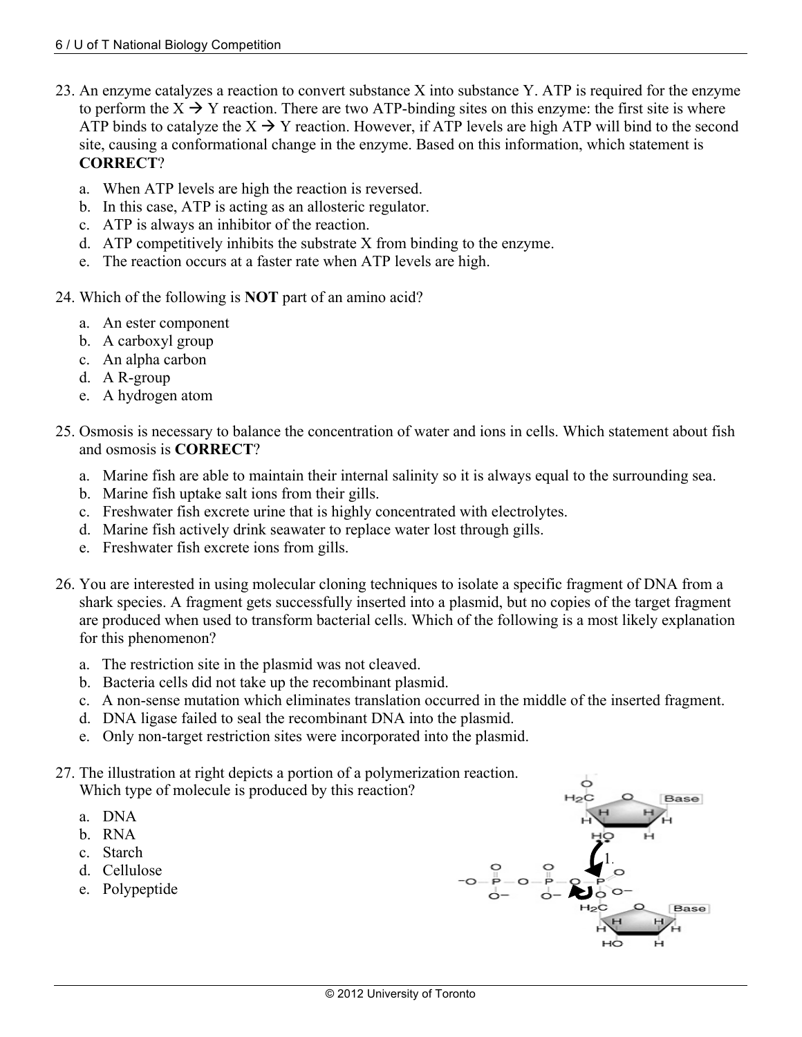23. An enzyme catalyzes a reaction to convert substance X into substance Y. ATP is required for the enzyme to perform the X → Y reaction. There are two ATP-binding sites on this enzyme: the first site is where ATP binds to catalyze the X → Y reaction. However, if ATP levels are high ATP will bind to the second site, causing a conformational change in the enzyme. Based on this information, which statement is **CORRECT**?

    a. When ATP levels are high the reaction is reversed.
    b. In this case, ATP is acting as an allosteric regulator.
    c. ATP is always an inhibitor of the reaction.
    d. ATP competitively inhibits the substrate X from binding to the enzyme.
    e. The reaction occurs at a faster rate when ATP levels are high.

24. Which of the following is **NOT** part of an amino acid?

    a. An ester component
    b. A carboxyl group
    c. An alpha carbon
    d. A R-group
    e. A hydrogen atom

25. Osmosis is necessary to balance the concentration of water and ions in cells. Which statement about fish and osmosis is **CORRECT**?

    a. Marine fish are able to maintain their internal salinity so it is always equal to the surrounding sea.
    b. Marine fish uptake salt ions from their gills.
    c. Freshwater fish excrete urine that is highly concentrated with electrolytes.
    d. Marine fish actively drink seawater to replace water lost through gills.
    e. Freshwater fish excrete ions from gills.

26. You are interested in using molecular cloning techniques to isolate a specific fragment of DNA from a shark species. A fragment gets successfully inserted into a plasmid, but no copies of the target fragment are produced when used to transform bacterial cells. Which of the following is a most likely explanation for this phenomenon?

    a. The restriction site in the plasmid was not cleaved.
    b. Bacteria cells did not take up the recombinant plasmid.
    c. A non-sense mutation which eliminates translation occurred in the middle of the inserted fragment.
    d. DNA ligase failed to seal the recombinant DNA into the plasmid.
    e. Only non-target restriction sites were incorporated into the plasmid.

27. The illustration at right depicts a portion of a polymerization reaction. Which type of molecule is produced by this reaction?

    a. DNA
    b. RNA
    c. Starch
    d. Cellulose
    e. Polypeptide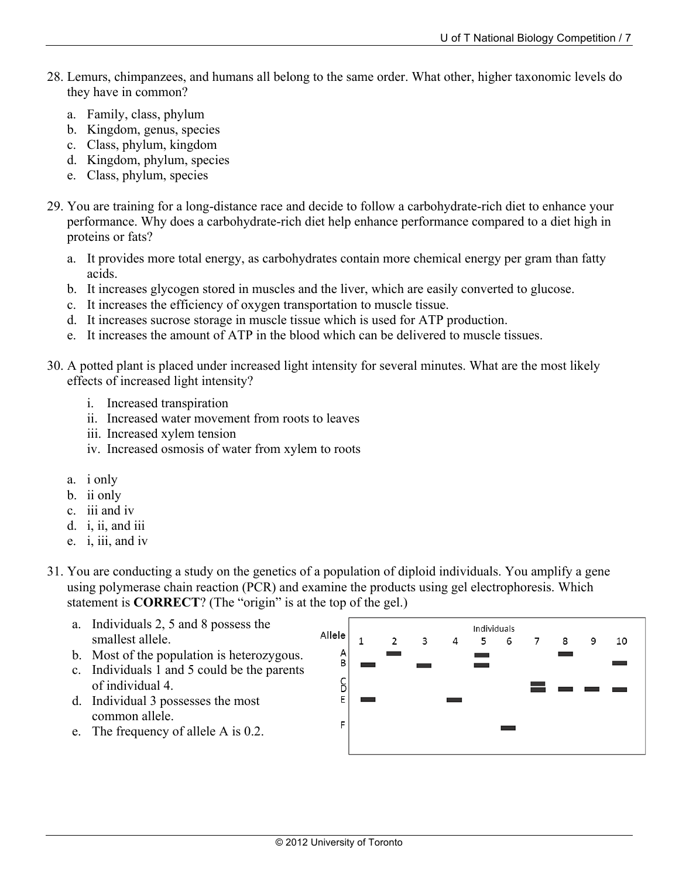28. Lemurs, chimpanzees, and humans all belong to the same order. What other, higher taxonomic levels do they have in common?

   a. Family, class, phylum
   b. Kingdom, genus, species
   c. Class, phylum, kingdom
   d. Kingdom, phylum, species
   e. Class, phylum, species

29. You are training for a long-distance race and decide to follow a carbohydrate-rich diet to enhance your performance. Why does a carbohydrate-rich diet help enhance performance compared to a diet high in proteins or fats?

   a. It provides more total energy, as carbohydrates contain more chemical energy per gram than fatty acids.
   b. It increases glycogen stored in muscles and the liver, which are easily converted to glucose.
   c. It increases the efficiency of oxygen transportation to muscle tissue.
   d. It increases sucrose storage in muscle tissue which is used for ATP production.
   e. It increases the amount of ATP in the blood which can be delivered to muscle tissues.

30. A potted plant is placed under increased light intensity for several minutes. What are the most likely effects of increased light intensity?

   i. Increased transpiration
   ii. Increased water movement from roots to leaves
   iii. Increased xylem tension
   iv. Increased osmosis of water from xylem to roots

   a. i only
   b. ii only
   c. iii and iv
   d. i, ii, and iii
   e. i, iii, and iv

31. You are conducting a study on the genetics of a population of diploid individuals. You amplify a gene using polymerase chain reaction (PCR) and examine the products using gel electrophoresis. Which statement is **CORRECT**? (The "origin" is at the top of the gel.)

   a. Individuals 2, 5 and 8 possess the smallest allele.
   b. Most of the population is heterozygous.
   c. Individuals 1 and 5 could be the parents of individual 4.
   d. Individual 3 possesses the most common allele.
   e. The frequency of allele A is 0.2.

Individuals

Allele 1 2 3 4 5 6 7 8 9 10

A
B
C
D
E
F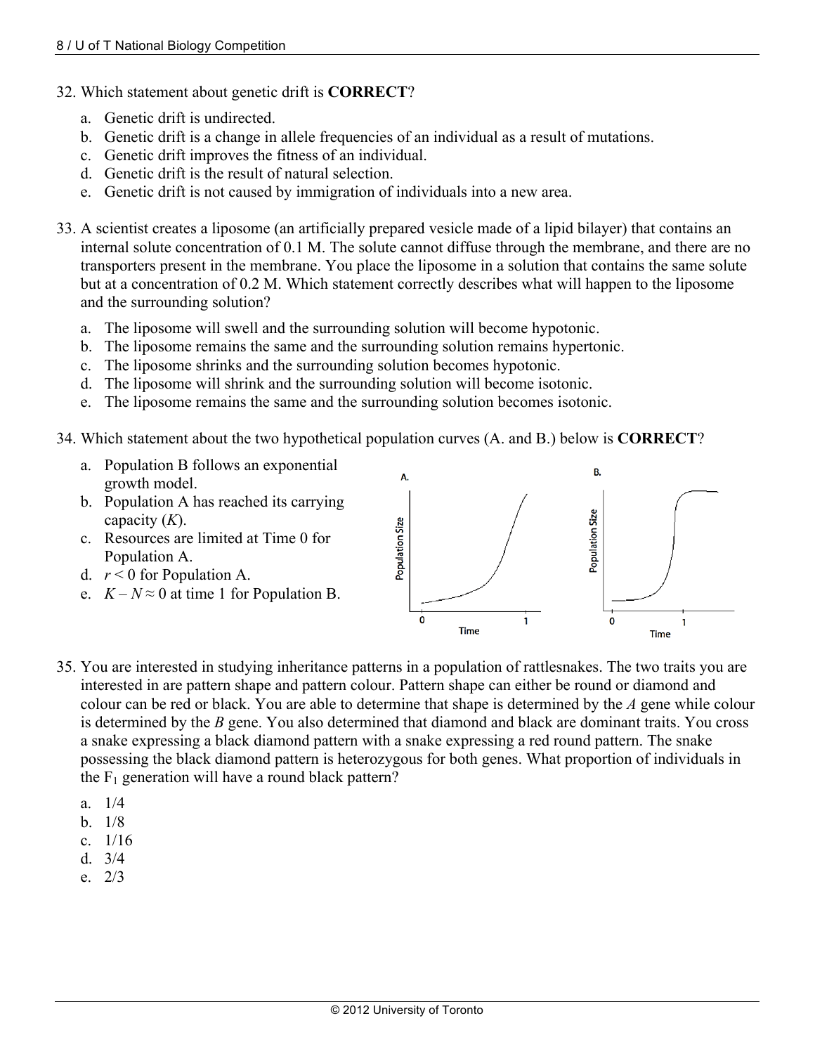32. Which statement about genetic drift is **CORRECT**?

   a. Genetic drift is undirected.
   b. Genetic drift is a change in allele frequencies of an individual as a result of mutations.
   c. Genetic drift improves the fitness of an individual.
   d. Genetic drift is the result of natural selection.
   e. Genetic drift is not caused by immigration of individuals into a new area.

33. A scientist creates a liposome (an artificially prepared vesicle made of a lipid bilayer) that contains an internal solute concentration of 0.1 M. The solute cannot diffuse through the membrane, and there are no transporters present in the membrane. You place the liposome in a solution that contains the same solute but at a concentration of 0.2 M. Which statement correctly describes what will happen to the liposome and the surrounding solution?

   a. The liposome will swell and the surrounding solution will become hypotonic.
   b. The liposome remains the same and the surrounding solution remains hypertonic.
   c. The liposome shrinks and the surrounding solution becomes hypotonic.
   d. The liposome will shrink and the surrounding solution will become isotonic.
   e. The liposome remains the same and the surrounding solution becomes isotonic.

34. Which statement about the two hypothetical population curves (A. and B.) below is **CORRECT**?

   a. Population B follows an exponential growth model.
   b. Population A has reached its carrying capacity (*K*).
   c. Resources are limited at Time 0 for Population A.
   d. $r < 0$ for Population A.
   e. $K - N \approx 0$ at time 1 for Population B.

A.

Population Size

0

1

Time

B.

Population Size

0

1

Time

35. You are interested in studying inheritance patterns in a population of rattlesnakes. The two traits you are interested in are pattern shape and pattern colour. Pattern shape can either be round or diamond and colour can be red or black. You are able to determine that shape is determined by the *A* gene while colour is determined by the *B* gene. You also determined that diamond and black are dominant traits. You cross a snake expressing a black diamond pattern with a snake expressing a red round pattern. The snake possessing the black diamond pattern is heterozygous for both genes. What proportion of individuals in the $F_1$ generation will have a round black pattern?

   a. 1/4
   b. 1/8
   c. 1/16
   d. 3/4
   e. 2/3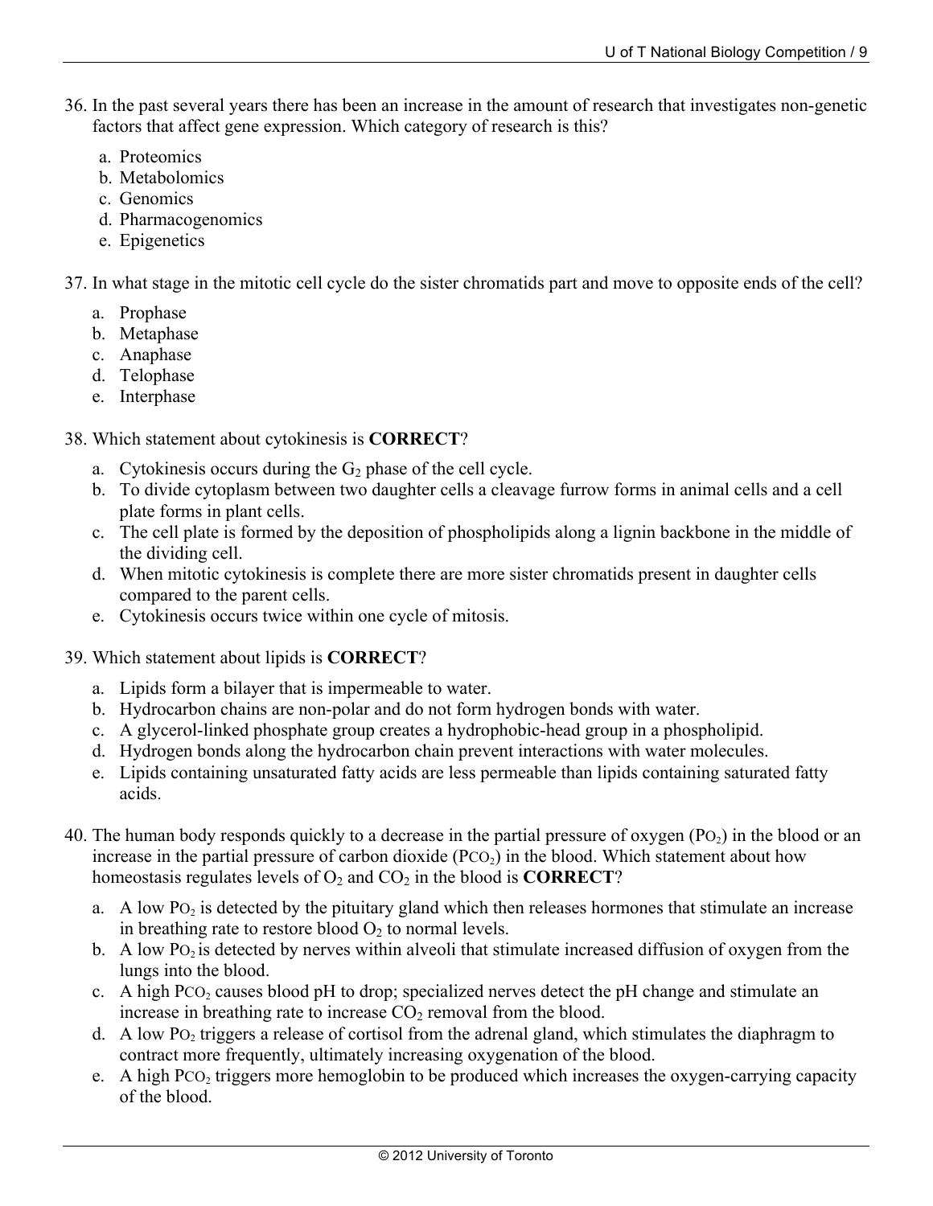36. In the past several years there has been an increase in the amount of research that investigates non-genetic factors that affect gene expression. Which category of research is this?

    a. Proteomics
    b. Metabolomics
    c. Genomics
    d. Pharmacogenomics
    e. Epigenetics

37. In what stage in the mitotic cell cycle do the sister chromatids part and move to opposite ends of the cell?

    a. Prophase
    b. Metaphase
    c. Anaphase
    d. Telophase
    e. Interphase

38. Which statement about cytokinesis is **CORRECT**?

    a. Cytokinesis occurs during the $G_2$ phase of the cell cycle.
    b. To divide cytoplasm between two daughter cells a cleavage furrow forms in animal cells and a cell plate forms in plant cells.
    c. The cell plate is formed by the deposition of phospholipids along a lignin backbone in the middle of the dividing cell.
    d. When mitotic cytokinesis is complete there are more sister chromatids present in daughter cells compared to the parent cells.
    e. Cytokinesis occurs twice within one cycle of mitosis.

39. Which statement about lipids is **CORRECT**?

    a. Lipids form a bilayer that is impermeable to water.
    b. Hydrocarbon chains are non-polar and do not form hydrogen bonds with water.
    c. A glycerol-linked phosphate group creates a hydrophobic-head group in a phospholipid.
    d. Hydrogen bonds along the hydrocarbon chain prevent interactions with water molecules.
    e. Lipids containing unsaturated fatty acids are less permeable than lipids containing saturated fatty acids.

40. The human body responds quickly to a decrease in the partial pressure of oxygen ($PO_2$) in the blood or an increase in the partial pressure of carbon dioxide ($PCO_2$) in the blood. Which statement about how homeostasis regulates levels of $O_2$ and $CO_2$ in the blood is **CORRECT**?

    a. A low $PO_2$ is detected by the pituitary gland which then releases hormones that stimulate an increase in breathing rate to restore blood $O_2$ to normal levels.
    b. A low $PO_2$ is detected by nerves within alveoli that stimulate increased diffusion of oxygen from the lungs into the blood.
    c. A high $PCO_2$ causes blood pH to drop; specialized nerves detect the pH change and stimulate an increase in breathing rate to increase $CO_2$ removal from the blood.
    d. A low $PO_2$ triggers a release of cortisol from the adrenal gland, which stimulates the diaphragm to contract more frequently, ultimately increasing oxygenation of the blood.
    e. A high $PCO_2$ triggers more hemoglobin to be produced which increases the oxygen-carrying capacity of the blood.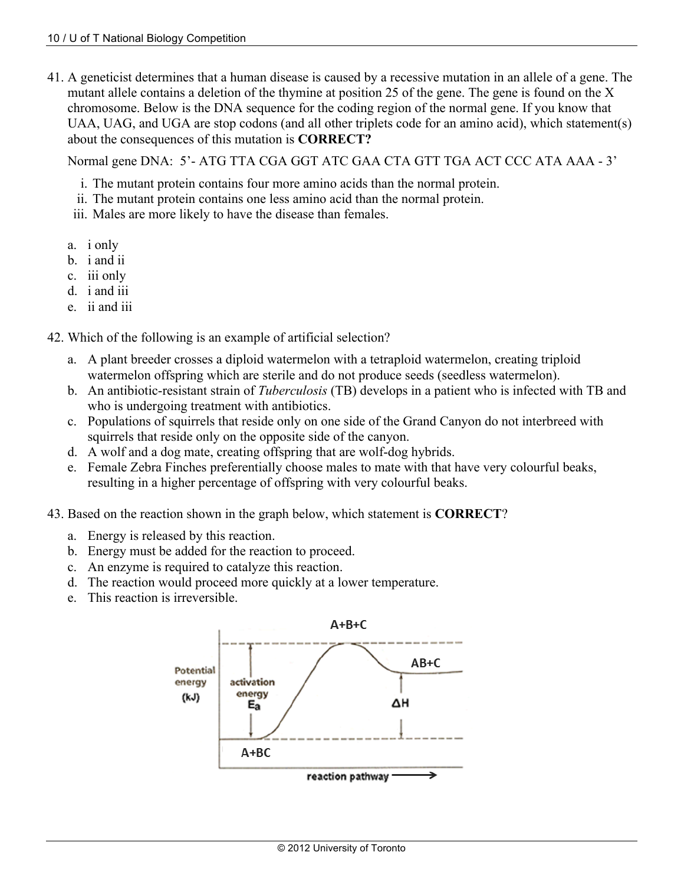41. A geneticist determines that a human disease is caused by a recessive mutation in an allele of a gene. The mutant allele contains a deletion of the thymine at position 25 of the gene. The gene is found on the X chromosome. Below is the DNA sequence for the coding region of the normal gene. If you know that UAA, UAG, and UGA are stop codons (and all other triplets code for an amino acid), which statement(s) about the consequences of this mutation is **CORRECT?**

    Normal gene DNA: 5'- ATG TTA CGA GGT ATC GAA CTA GTT TGA ACT CCC ATA AAA - 3'

    i. The mutant protein contains four more amino acids than the normal protein.
    ii. The mutant protein contains one less amino acid than the normal protein.
    iii. Males are more likely to have the disease than females.

    a. i only
    b. i and ii
    c. iii only
    d. i and iii
    e. ii and iii

42. Which of the following is an example of artificial selection?

    a. A plant breeder crosses a diploid watermelon with a tetraploid watermelon, creating triploid watermelon offspring which are sterile and do not produce seeds (seedless watermelon).
    b. An antibiotic-resistant strain of *Tuberculosis* (TB) develops in a patient who is infected with TB and who is undergoing treatment with antibiotics.
    c. Populations of squirrels that reside only on one side of the Grand Canyon do not interbreed with squirrels that reside only on the opposite side of the canyon.
    d. A wolf and a dog mate, creating offspring that are wolf-dog hybrids.
    e. Female Zebra Finches preferentially choose males to mate with that have very colourful beaks, resulting in a higher percentage of offspring with very colourful beaks.

43. Based on the reaction shown in the graph below, which statement is **CORRECT**?

    a. Energy is released by this reaction.
    b. Energy must be added for the reaction to proceed.
    c. An enzyme is required to catalyze this reaction.
    d. The reaction would proceed more quickly at a lower temperature.
    e. This reaction is irreversible.

A+B+C

AB+C

Potential energy (kJ)

activation energy $E_a$

$\Delta H$

A+BC

reaction pathway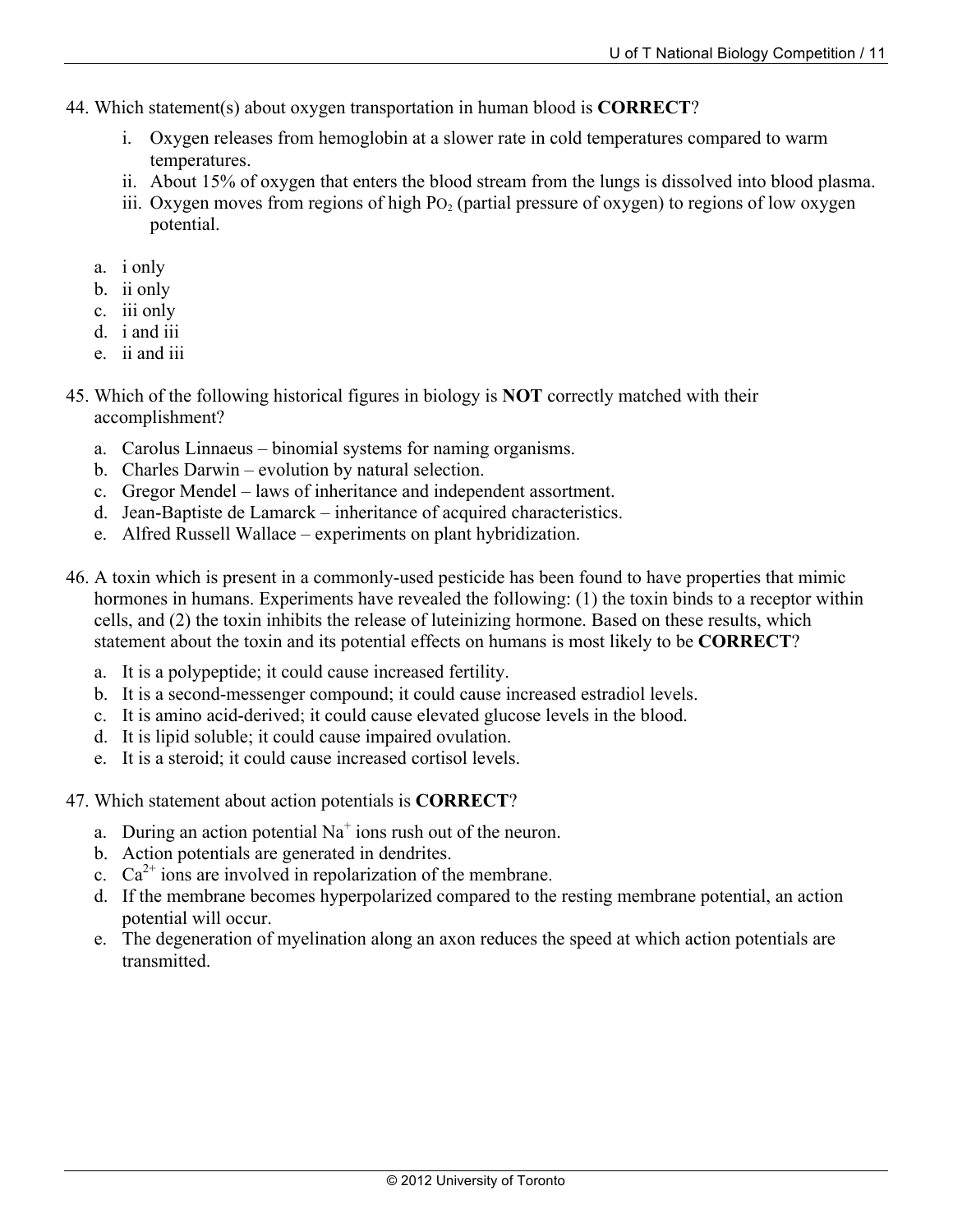44. Which statement(s) about oxygen transportation in human blood is **CORRECT**?

    i. Oxygen releases from hemoglobin at a slower rate in cold temperatures compared to warm temperatures.
    ii. About 15% of oxygen that enters the blood stream from the lungs is dissolved into blood plasma.
    iii. Oxygen moves from regions of high $P_{O_2}$ (partial pressure of oxygen) to regions of low oxygen potential.

    a. i only
    b. ii only
    c. iii only
    d. i and iii
    e. ii and iii

45. Which of the following historical figures in biology is **NOT** correctly matched with their accomplishment?

    a. Carolus Linnaeus – binomial systems for naming organisms.
    b. Charles Darwin – evolution by natural selection.
    c. Gregor Mendel – laws of inheritance and independent assortment.
    d. Jean-Baptiste de Lamarck – inheritance of acquired characteristics.
    e. Alfred Russell Wallace – experiments on plant hybridization.

46. A toxin which is present in a commonly-used pesticide has been found to have properties that mimic hormones in humans. Experiments have revealed the following: (1) the toxin binds to a receptor within cells, and (2) the toxin inhibits the release of luteinizing hormone. Based on these results, which statement about the toxin and its potential effects on humans is most likely to be **CORRECT**?

    a. It is a polypeptide; it could cause increased fertility.
    b. It is a second-messenger compound; it could cause increased estradiol levels.
    c. It is amino acid-derived; it could cause elevated glucose levels in the blood.
    d. It is lipid soluble; it could cause impaired ovulation.
    e. It is a steroid; it could cause increased cortisol levels.

47. Which statement about action potentials is **CORRECT**?

    a. During an action potential $Na^+$ ions rush out of the neuron.
    b. Action potentials are generated in dendrites.
    c. $Ca^{2+}$ ions are involved in repolarization of the membrane.
    d. If the membrane becomes hyperpolarized compared to the resting membrane potential, an action potential will occur.
    e. The degeneration of myelination along an axon reduces the speed at which action potentials are transmitted.

© 2012 University of Toronto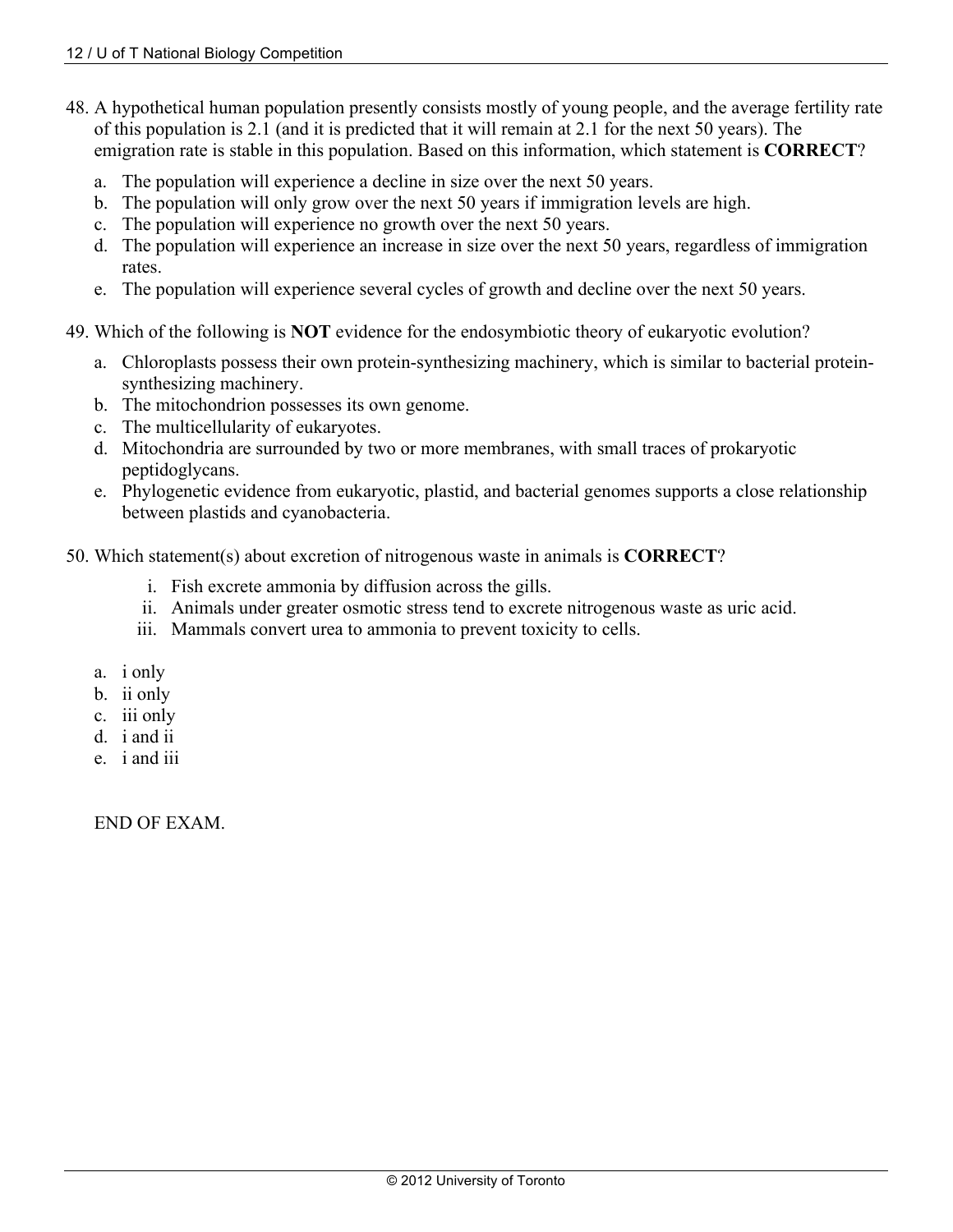48. A hypothetical human population presently consists mostly of young people, and the average fertility rate of this population is 2.1 (and it is predicted that it will remain at 2.1 for the next 50 years). The emigration rate is stable in this population. Based on this information, which statement is **CORRECT**?

   a. The population will experience a decline in size over the next 50 years.
   b. The population will only grow over the next 50 years if immigration levels are high.
   c. The population will experience no growth over the next 50 years.
   d. The population will experience an increase in size over the next 50 years, regardless of immigration rates.
   e. The population will experience several cycles of growth and decline over the next 50 years.

49. Which of the following is **NOT** evidence for the endosymbiotic theory of eukaryotic evolution?

   a. Chloroplasts possess their own protein-synthesizing machinery, which is similar to bacterial protein-synthesizing machinery.
   b. The mitochondrion possesses its own genome.
   c. The multicellularity of eukaryotes.
   d. Mitochondria are surrounded by two or more membranes, with small traces of prokaryotic peptidoglycans.
   e. Phylogenetic evidence from eukaryotic, plastid, and bacterial genomes supports a close relationship between plastids and cyanobacteria.

50. Which statement(s) about excretion of nitrogenous waste in animals is **CORRECT**?

   i. Fish excrete ammonia by diffusion across the gills.
   ii. Animals under greater osmotic stress tend to excrete nitrogenous waste as uric acid.
   iii. Mammals convert urea to ammonia to prevent toxicity to cells.

   a. i only
   b. ii only
   c. iii only
   d. i and ii
   e. i and iii

END OF EXAM.

© 2012 University of Toronto